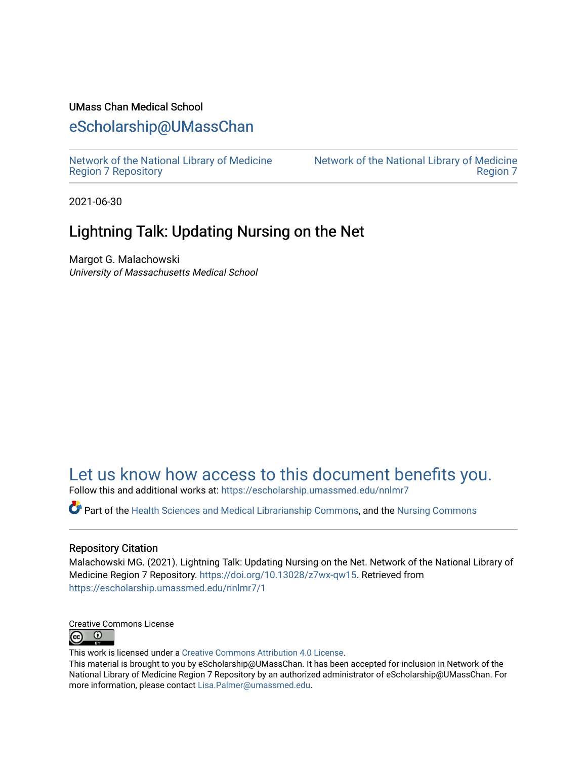UMass Chan Medical School

eScholarship@UMassChan

Network of the National Library of Medicine Region 7 Repository

Network of the National Library of Medicine Region 7

2021-06-30

# Lightning Talk: Updating Nursing on the Net

Margot G. Malachowski
*University of Massachusetts Medical School*

Let us know how access to this document benefits you.

Follow this and additional works at: https://escholarship.umassmed.edu/nnlmr7

Part of the Health Sciences and Medical Librarianship Commons, and the Nursing Commons

## Repository Citation

Malachowski MG. (2021). Lightning Talk: Updating Nursing on the Net. Network of the National Library of Medicine Region 7 Repository. https://doi.org/10.13028/z7wx-qw15. Retrieved from https://escholarship.umassmed.edu/nnlmr7/1

Creative Commons License

This work is licensed under a Creative Commons Attribution 4.0 License.

This material is brought to you by eScholarship@UMassChan. It has been accepted for inclusion in Network of the National Library of Medicine Region 7 Repository by an authorized administrator of eScholarship@UMassChan. For more information, please contact Lisa.Palmer@umassmed.edu.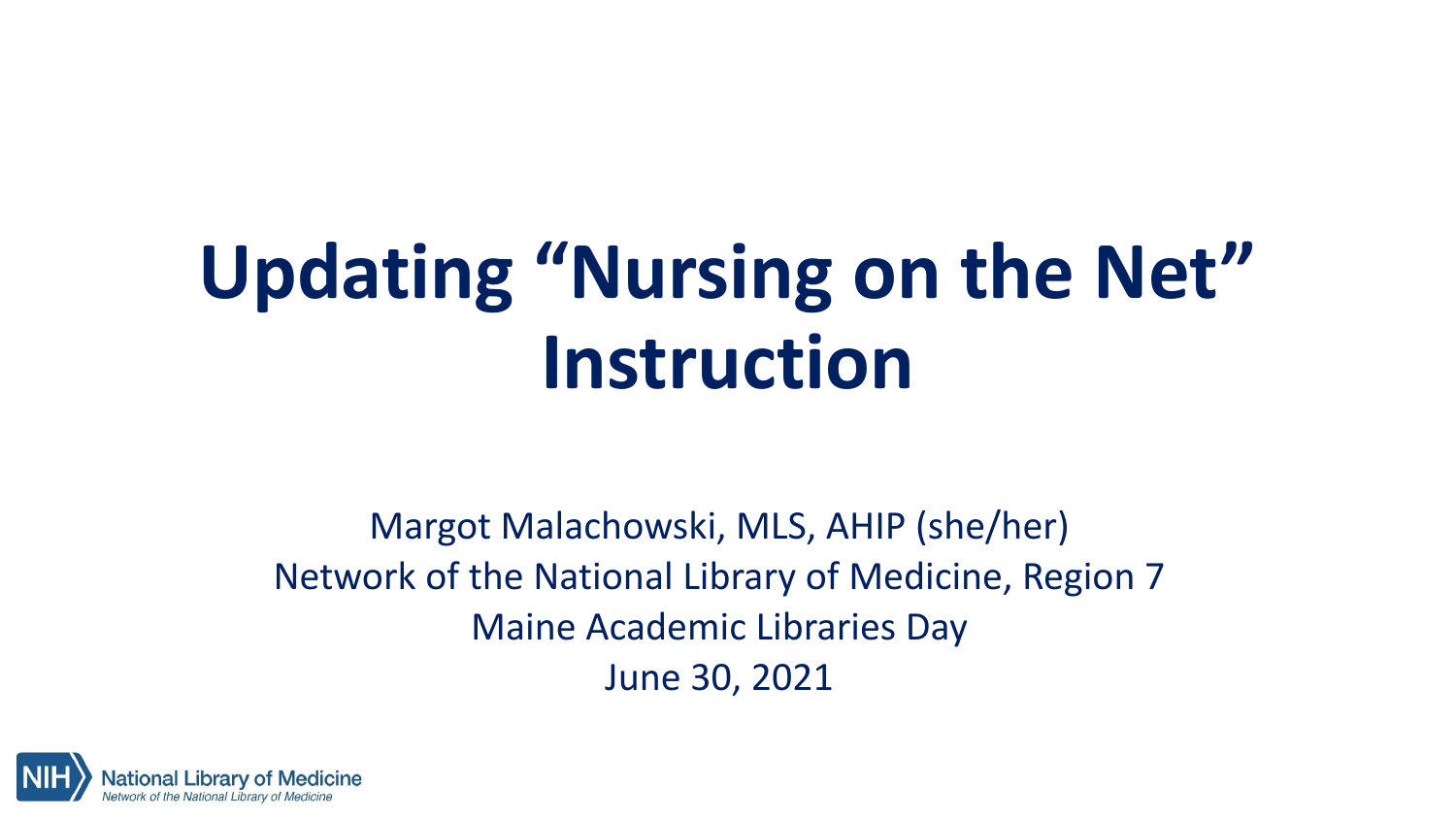# Updating "Nursing on the Net" Instruction

Margot Malachowski, MLS, AHIP (she/her)
Network of the National Library of Medicine, Region 7
Maine Academic Libraries Day
June 30, 2021

NIH National Library of Medicine
*Network of the National Library of Medicine*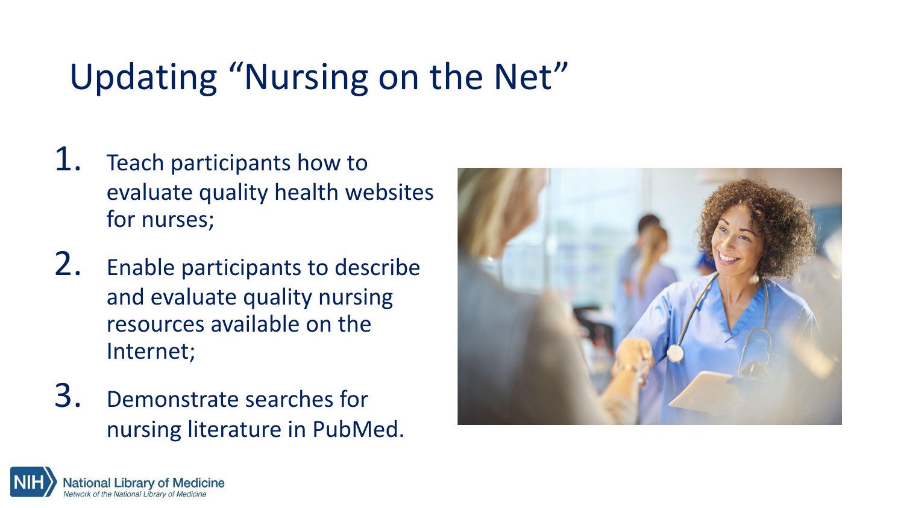# Updating "Nursing on the Net"

1. Teach participants how to evaluate quality health websites for nurses;
2. Enable participants to describe and evaluate quality nursing resources available on the Internet;
3. Demonstrate searches for nursing literature in PubMed.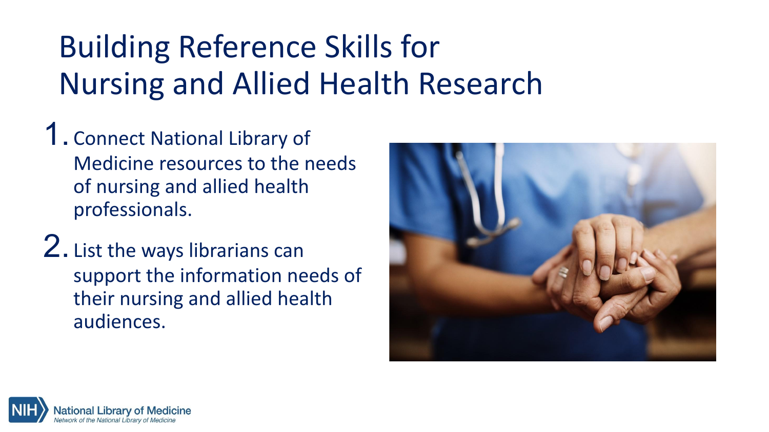# Building Reference Skills for Nursing and Allied Health Research

1. Connect National Library of Medicine resources to the needs of nursing and allied health professionals.
2. List the ways librarians can support the information needs of their nursing and allied health audiences.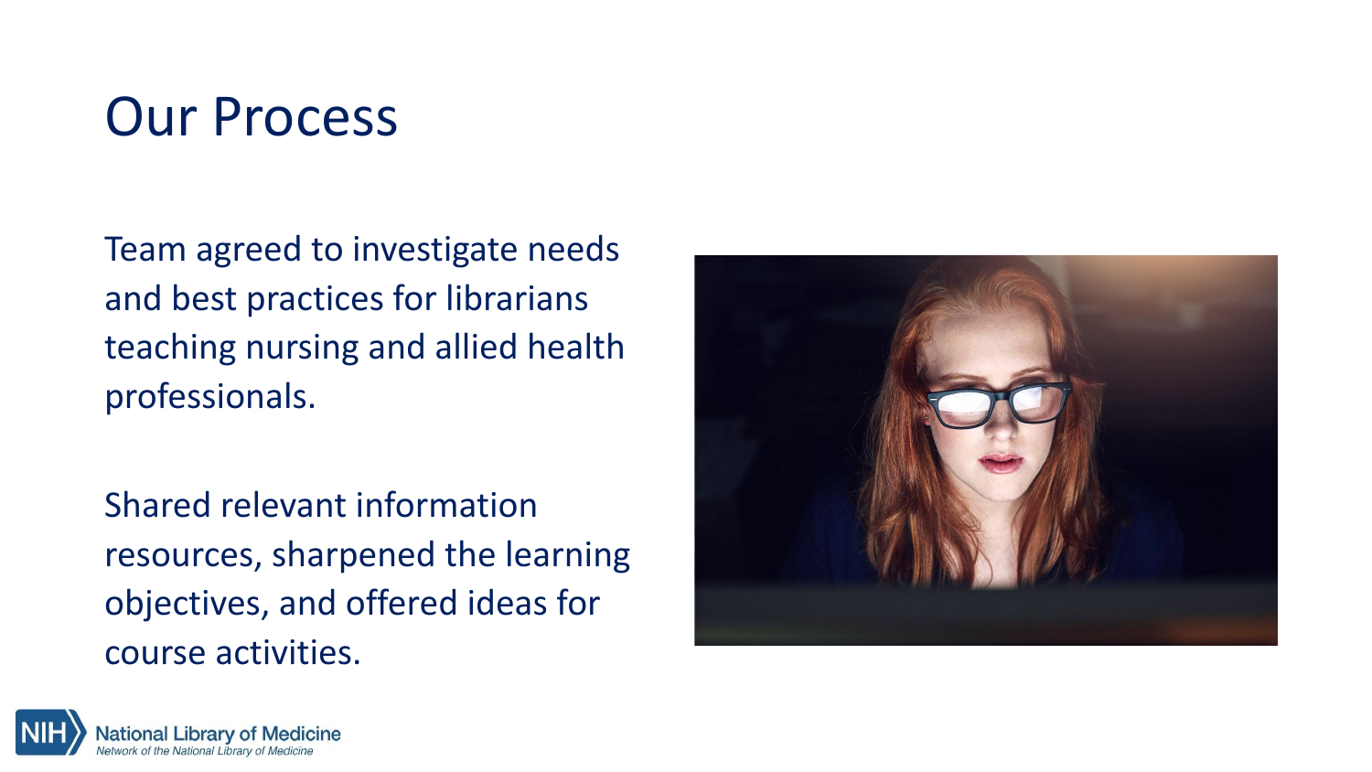# Our Process

Team agreed to investigate needs and best practices for librarians teaching nursing and allied health professionals.

Shared relevant information resources, sharpened the learning objectives, and offered ideas for course activities.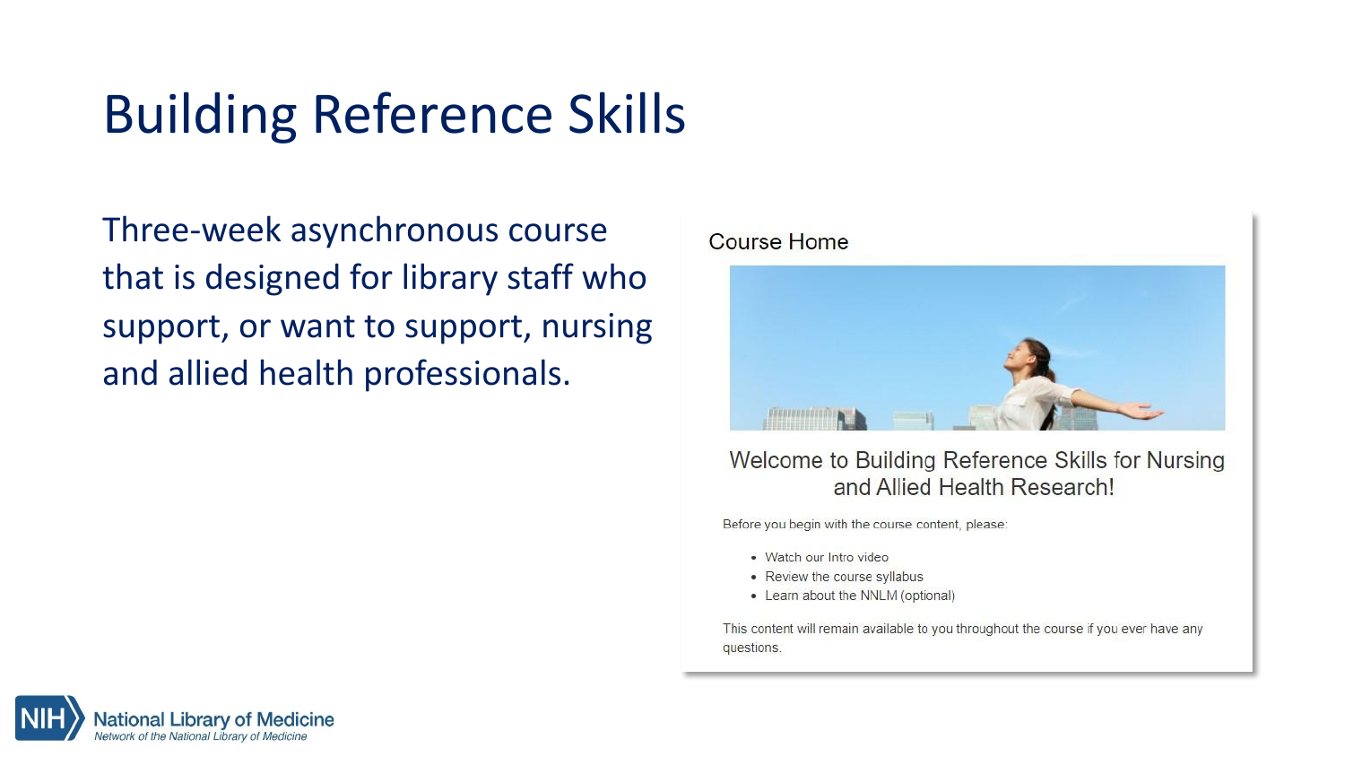# Building Reference Skills

Three-week asynchronous course that is designed for library staff who support, or want to support, nursing and allied health professionals.

Course Home

## Welcome to Building Reference Skills for Nursing and Allied Health Research!

Before you begin with the course content, please:

- Watch our Intro video
- Review the course syllabus
- Learn about the NNLM (optional)

This content will remain available to you throughout the course if you ever have any questions.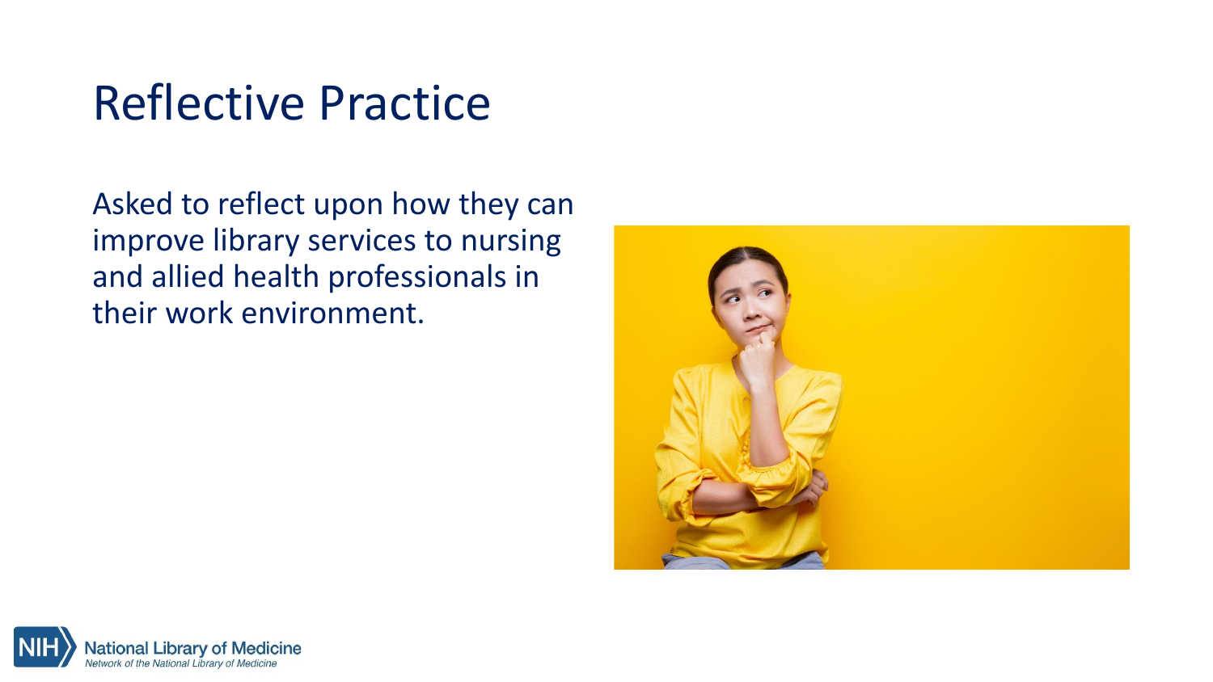# Reflective Practice

Asked to reflect upon how they can improve library services to nursing and allied health professionals in their work environment.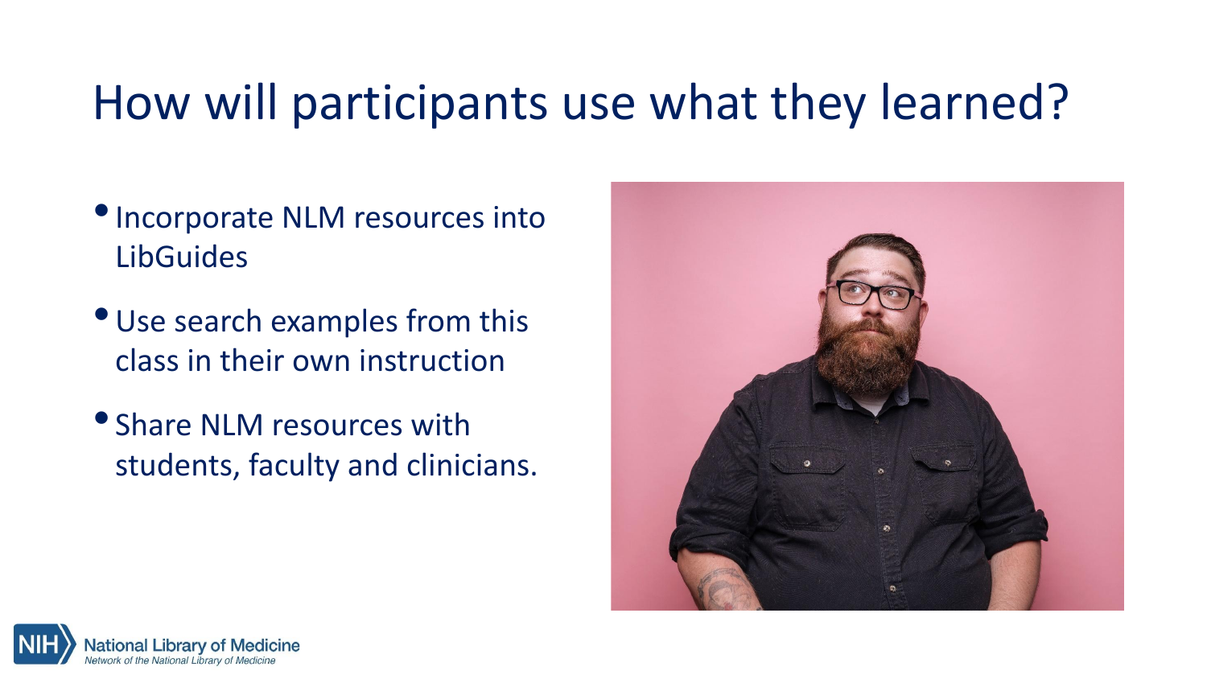# How will participants use what they learned?

- Incorporate NLM resources into LibGuides
- Use search examples from this class in their own instruction
- Share NLM resources with students, faculty and clinicians.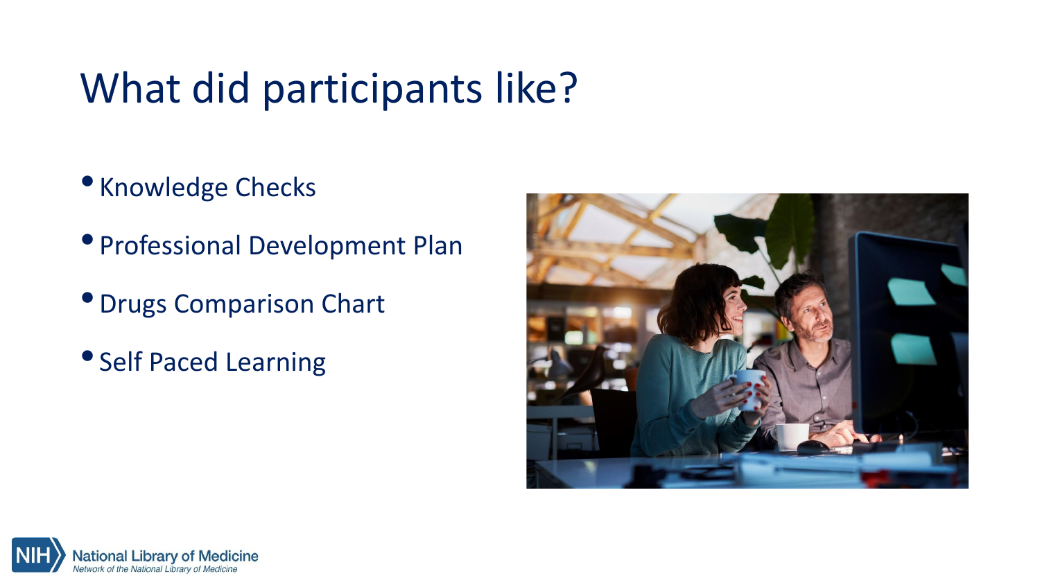# What did participants like?

- Knowledge Checks
- Professional Development Plan
- Drugs Comparison Chart
- Self Paced Learning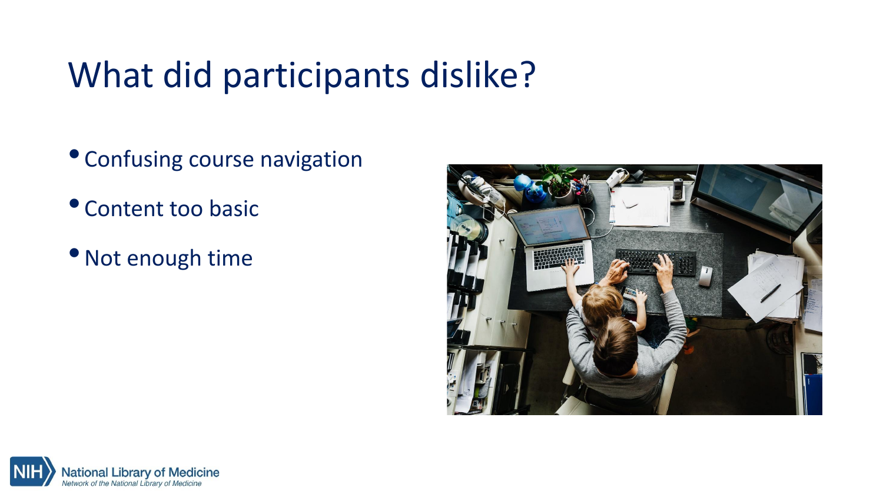# What did participants dislike?

- Confusing course navigation
- Content too basic
- Not enough time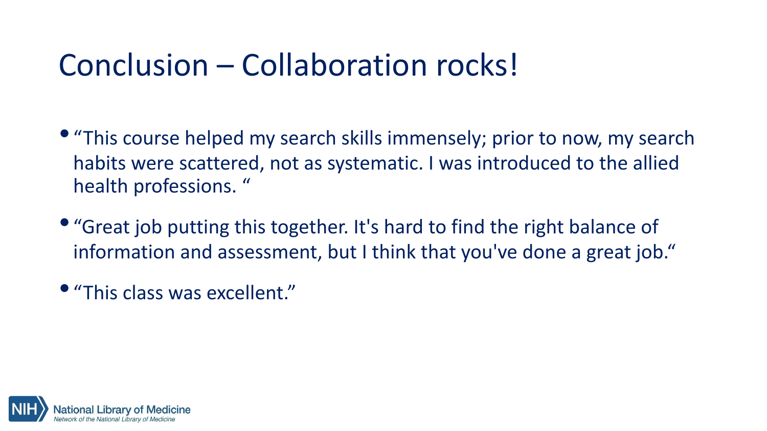# Conclusion – Collaboration rocks!

- "This course helped my search skills immensely; prior to now, my search habits were scattered, not as systematic. I was introduced to the allied health professions. "
- "Great job putting this together. It's hard to find the right balance of information and assessment, but I think that you've done a great job."
- "This class was excellent."

NIH National Library of Medicine
*Network of the National Library of Medicine*